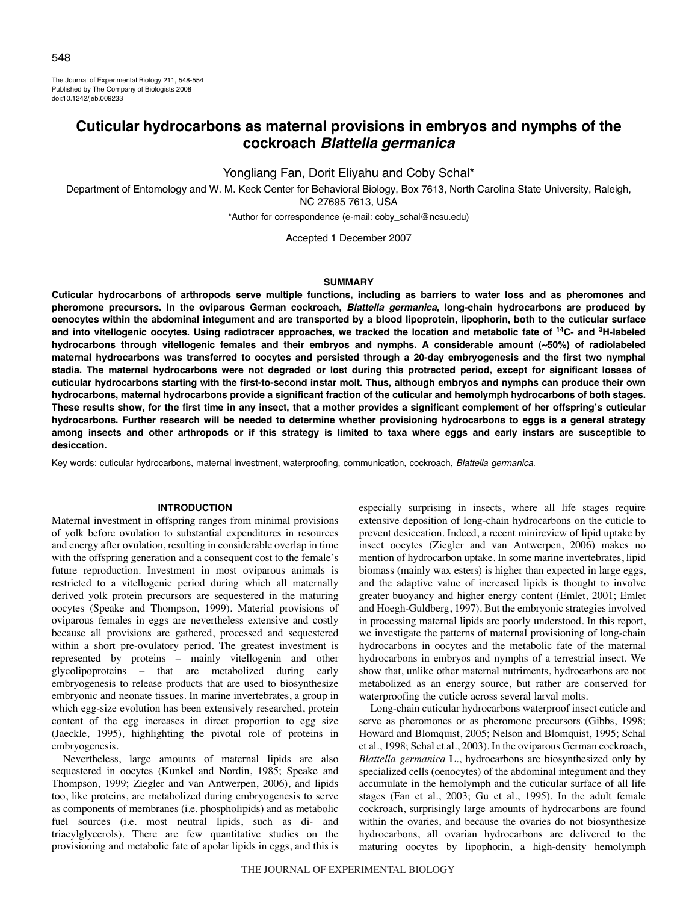# Cuticular hydrocarbons as maternal provisions in embryos and nymphs of the cockroach *Blattella germanica*

Yongliang Fan, Dorit Eliyahu and Coby Schal*

Department of Entomology and W. M. Keck Center for Behavioral Biology, Box 7613, North Carolina State University, Raleigh, NC 27695 7613, USA

*Author for correspondence (e-mail: coby_schal@ncsu.edu)

Accepted 1 December 2007

## SUMMARY

**Cuticular hydrocarbons of arthropods serve multiple functions, including as barriers to water loss and as pheromones and pheromone precursors. In the oviparous German cockroach, *Blattella germanica*, long-chain hydrocarbons are produced by oenocytes within the abdominal integument and are transported by a blood lipoprotein, lipophorin, both to the cuticular surface and into vitellogenic oocytes. Using radiotracer approaches, we tracked the location and metabolic fate of $^{14}$C- and $^{3}$H-labeled hydrocarbons through vitellogenic females and their embryos and nymphs. A considerable amount (~50%) of radiolabeled maternal hydrocarbons was transferred to oocytes and persisted through a 20-day embryogenesis and the first two nymphal stadia. The maternal hydrocarbons were not degraded or lost during this protracted period, except for significant losses of cuticular hydrocarbons starting with the first-to-second instar molt. Thus, although embryos and nymphs can produce their own hydrocarbons, maternal hydrocarbons provide a significant fraction of the cuticular and hemolymph hydrocarbons of both stages. These results show, for the first time in any insect, that a mother provides a significant complement of her offspring's cuticular hydrocarbons. Further research will be needed to determine whether provisioning hydrocarbons to eggs is a general strategy among insects and other arthropods or if this strategy is limited to taxa where eggs and early instars are susceptible to desiccation.**

Key words: cuticular hydrocarbons, maternal investment, waterproofing, communication, cockroach, *Blattella germanica*.

## INTRODUCTION

Maternal investment in offspring ranges from minimal provisions of yolk before ovulation to substantial expenditures in resources and energy after ovulation, resulting in considerable overlap in time with the offspring generation and a consequent cost to the female's future reproduction. Investment in most oviparous animals is restricted to a vitellogenic period during which all maternally derived yolk protein precursors are sequestered in the maturing oocytes (Speake and Thompson, 1999). Material provisions of oviparous females in eggs are nevertheless extensive and costly because all provisions are gathered, processed and sequestered within a short pre-ovulatory period. The greatest investment is represented by proteins – mainly vitellogenin and other glycolipoproteins – that are metabolized during early embryogenesis to release products that are used to biosynthesize embryonic and neonate tissues. In marine invertebrates, a group in which egg-size evolution has been extensively researched, protein content of the egg increases in direct proportion to egg size (Jaeckle, 1995), highlighting the pivotal role of proteins in embryogenesis.

Nevertheless, large amounts of maternal lipids are also sequestered in oocytes (Kunkel and Nordin, 1985; Speake and Thompson, 1999; Ziegler and van Antwerpen, 2006), and lipids too, like proteins, are metabolized during embryogenesis to serve as components of membranes (i.e. phospholipids) and as metabolic fuel sources (i.e. most neutral lipids, such as di- and triacylglycerols). There are few quantitative studies on the provisioning and metabolic fate of apolar lipids in eggs, and this is especially surprising in insects, where all life stages require extensive deposition of long-chain hydrocarbons on the cuticle to prevent desiccation. Indeed, a recent minireview of lipid uptake by insect oocytes (Ziegler and van Antwerpen, 2006) makes no mention of hydrocarbon uptake. In some marine invertebrates, lipid biomass (mainly wax esters) is higher than expected in large eggs, and the adaptive value of increased lipids is thought to involve greater buoyancy and higher energy content (Emlet, 2001; Emlet and Hoegh-Guldberg, 1997). But the embryonic strategies involved in processing maternal lipids are poorly understood. In this report, we investigate the patterns of maternal provisioning of long-chain hydrocarbons in oocytes and the metabolic fate of the maternal hydrocarbons in embryos and nymphs of a terrestrial insect. We show that, unlike other maternal nutriments, hydrocarbons are not metabolized as an energy source, but rather are conserved for waterproofing the cuticle across several larval molts.

Long-chain cuticular hydrocarbons waterproof insect cuticle and serve as pheromones or as pheromone precursors (Gibbs, 1998; Howard and Blomquist, 2005; Nelson and Blomquist, 1995; Schal et al., 1998; Schal et al., 2003). In the oviparous German cockroach, *Blattella germanica* L., hydrocarbons are biosynthesized only by specialized cells (oenocytes) of the abdominal integument and they accumulate in the hemolymph and the cuticular surface of all life stages (Fan et al., 2003; Gu et al., 1995). In the adult female cockroach, surprisingly large amounts of hydrocarbons are found within the ovaries, and because the ovaries do not biosynthesize hydrocarbons, all ovarian hydrocarbons are delivered to the maturing oocytes by lipophorin, a high-density hemolymph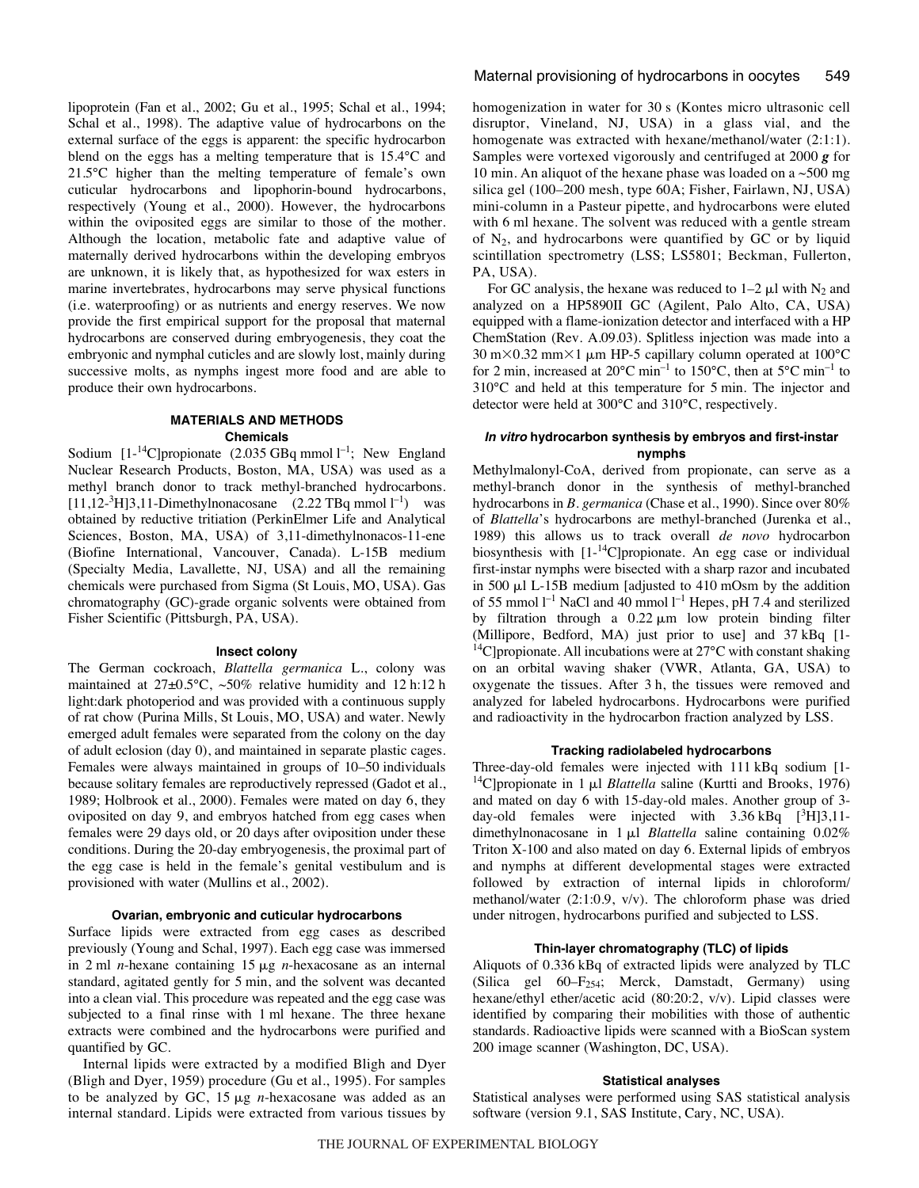lipoprotein (Fan et al., 2002; Gu et al., 1995; Schal et al., 1994; Schal et al., 1998). The adaptive value of hydrocarbons on the external surface of the eggs is apparent: the specific hydrocarbon blend on the eggs has a melting temperature that is 15.4°C and 21.5°C higher than the melting temperature of female's own cuticular hydrocarbons and lipophorin-bound hydrocarbons, respectively (Young et al., 2000). However, the hydrocarbons within the oviposited eggs are similar to those of the mother. Although the location, metabolic fate and adaptive value of maternally derived hydrocarbons within the developing embryos are unknown, it is likely that, as hypothesized for wax esters in marine invertebrates, hydrocarbons may serve physical functions (i.e. waterproofing) or as nutrients and energy reserves. We now provide the first empirical support for the proposal that maternal hydrocarbons are conserved during embryogenesis, they coat the embryonic and nymphal cuticles and are slowly lost, mainly during successive molts, as nymphs ingest more food and are able to produce their own hydrocarbons.

## MATERIALS AND METHODS

### Chemicals

Sodium [1-$^{14}$C]propionate (2.035 GBq mmol $l^{-1}$; New England Nuclear Research Products, Boston, MA, USA) was used as a methyl branch donor to track methyl-branched hydrocarbons. [11,12-$^{3}$H]3,11-Dimethylnonacosane (2.22 TBq mmol $l^{-1}$) was obtained by reductive tritiation (PerkinElmer Life and Analytical Sciences, Boston, MA, USA) of 3,11-dimethylnonacos-11-ene (Biofine International, Vancouver, Canada). L-15B medium (Specialty Media, Lavallette, NJ, USA) and all the remaining chemicals were purchased from Sigma (St Louis, MO, USA). Gas chromatography (GC)-grade organic solvents were obtained from Fisher Scientific (Pittsburgh, PA, USA).

### Insect colony

The German cockroach, *Blattella germanica* L., colony was maintained at 27±0.5°C, ~50% relative humidity and 12 h:12 h light:dark photoperiod and was provided with a continuous supply of rat chow (Purina Mills, St Louis, MO, USA) and water. Newly emerged adult females were separated from the colony on the day of adult eclosion (day 0), and maintained in separate plastic cages. Females were always maintained in groups of 10–50 individuals because solitary females are reproductively repressed (Gadot et al., 1989; Holbrook et al., 2000). Females were mated on day 6, they oviposited on day 9, and embryos hatched from egg cases when females were 29 days old, or 20 days after oviposition under these conditions. During the 20-day embryogenesis, the proximal part of the egg case is held in the female's genital vestibulum and is provisioned with water (Mullins et al., 2002).

### Ovarian, embryonic and cuticular hydrocarbons

Surface lipids were extracted from egg cases as described previously (Young and Schal, 1997). Each egg case was immersed in 2 ml *n*-hexane containing 15 μg *n*-hexacosane as an internal standard, agitated gently for 5 min, and the solvent was decanted into a clean vial. This procedure was repeated and the egg case was subjected to a final rinse with 1 ml hexane. The three hexane extracts were combined and the hydrocarbons were purified and quantified by GC.

Internal lipids were extracted by a modified Bligh and Dyer (Bligh and Dyer, 1959) procedure (Gu et al., 1995). For samples to be analyzed by GC, 15 μg *n*-hexacosane was added as an internal standard. Lipids were extracted from various tissues by homogenization in water for 30 s (Kontes micro ultrasonic cell disruptor, Vineland, NJ, USA) in a glass vial, and the homogenate was extracted with hexane/methanol/water (2:1:1). Samples were vortexed vigorously and centrifuged at 2000 ***g*** for 10 min. An aliquot of the hexane phase was loaded on a ~500 mg silica gel (100–200 mesh, type 60A; Fisher, Fairlawn, NJ, USA) mini-column in a Pasteur pipette, and hydrocarbons were eluted with 6 ml hexane. The solvent was reduced with a gentle stream of $N_2$, and hydrocarbons were quantified by GC or by liquid scintillation spectrometry (LSS; LS5801; Beckman, Fullerton, PA, USA).

For GC analysis, the hexane was reduced to 1–2 μl with $N_2$ and analyzed on a HP5890II GC (Agilent, Palo Alto, CA, USA) equipped with a flame-ionization detector and interfaced with a HP ChemStation (Rev. A.09.03). Splitless injection was made into a 30 m×0.32 mm×1 μm HP-5 capillary column operated at 100°C for 2 min, increased at 20°C $\min^{-1}$ to 150°C, then at 5°C $\min^{-1}$ to 310°C and held at this temperature for 5 min. The injector and detector were held at 300°C and 310°C, respectively.

### *In vitro* hydrocarbon synthesis by embryos and first-instar nymphs

Methylmalonyl-CoA, derived from propionate, can serve as a methyl-branch donor in the synthesis of methyl-branched hydrocarbons in *B. germanica* (Chase et al., 1990). Since over 80% of *Blattella*'s hydrocarbons are methyl-branched (Jurenka et al., 1989) this allows us to track overall *de novo* hydrocarbon biosynthesis with [1-$^{14}$C]propionate. An egg case or individual first-instar nymphs were bisected with a sharp razor and incubated in 500 μl L-15B medium [adjusted to 410 mOsm by the addition of 55 mmol $l^{-1}$ NaCl and 40 mmol $l^{-1}$ Hepes, pH 7.4 and sterilized by filtration through a 0.22 μm low protein binding filter (Millipore, Bedford, MA) just prior to use] and 37 kBq [1-$^{14}$C]propionate. All incubations were at 27°C with constant shaking on an orbital waving shaker (VWR, Atlanta, GA, USA) to oxygenate the tissues. After 3 h, the tissues were removed and analyzed for labeled hydrocarbons. Hydrocarbons were purified and radioactivity in the hydrocarbon fraction analyzed by LSS.

### Tracking radiolabeled hydrocarbons

Three-day-old females were injected with 111 kBq sodium [1-$^{14}$C]propionate in 1 μl *Blattella* saline (Kurtti and Brooks, 1976) and mated on day 6 with 15-day-old males. Another group of 3-day-old females were injected with 3.36 kBq [$^{3}$H]3,11-dimethylnonacosane in 1 μl *Blattella* saline containing 0.02% Triton X-100 and also mated on day 6. External lipids of embryos and nymphs at different developmental stages were extracted followed by extraction of internal lipids in chloroform/methanol/water (2:1:0.9, v/v). The chloroform phase was dried under nitrogen, hydrocarbons purified and subjected to LSS.

### Thin-layer chromatography (TLC) of lipids

Aliquots of 0.336 kBq of extracted lipids were analyzed by TLC (Silica gel 60–$F_{254}$; Merck, Damstadt, Germany) using hexane/ethyl ether/acetic acid (80:20:2, v/v). Lipid classes were identified by comparing their mobilities with those of authentic standards. Radioactive lipids were scanned with a BioScan system 200 image scanner (Washington, DC, USA).

### Statistical analyses

Statistical analyses were performed using SAS statistical analysis software (version 9.1, SAS Institute, Cary, NC, USA).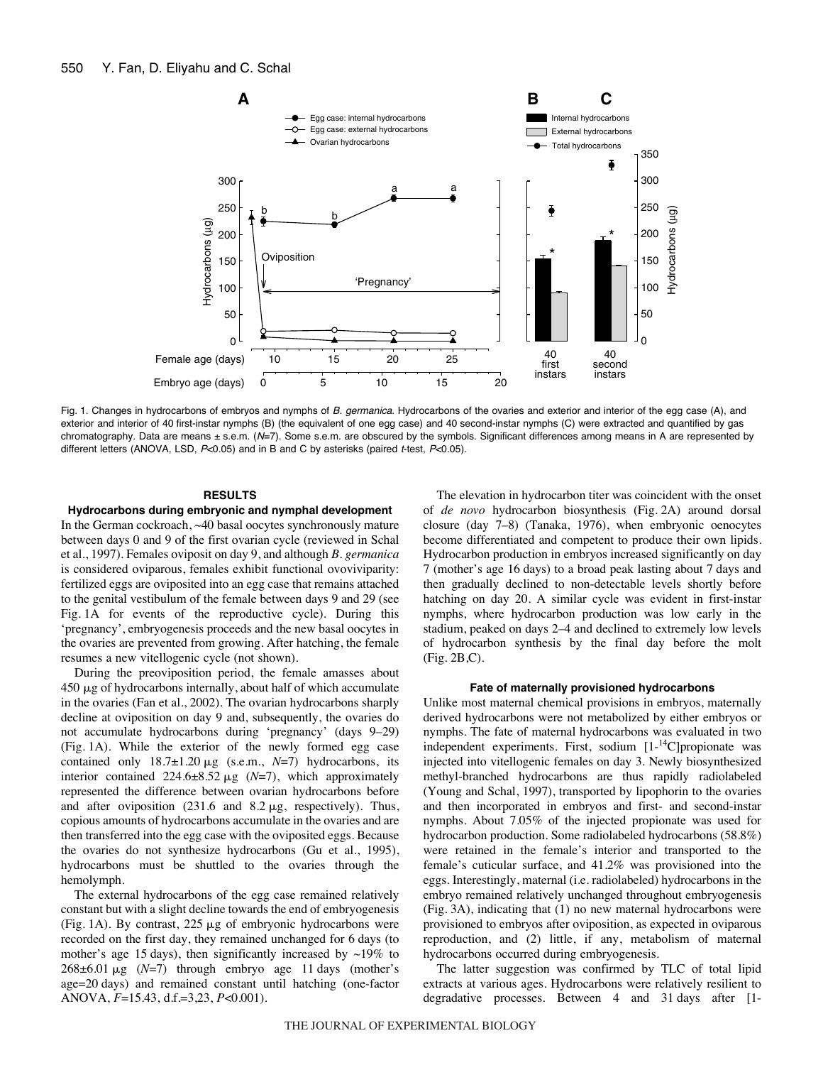Fig. 1. Changes in hydrocarbons of embryos and nymphs of *B. germanica.* Hydrocarbons of the ovaries and exterior and interior of the egg case (A), and exterior and interior of 40 first-instar nymphs (B) (the equivalent of one egg case) and 40 second-instar nymphs (C) were extracted and quantified by gas chromatography. Data are means ± s.e.m. ($N$=7). Some s.e.m. are obscured by the symbols. Significant differences among means in A are represented by different letters (ANOVA, LSD, $P$<0.05) and in B and C by asterisks (paired $t$-test, $P$<0.05).

## RESULTS

### Hydrocarbons during embryonic and nymphal development

In the German cockroach, ~40 basal oocytes synchronously mature between days 0 and 9 of the first ovarian cycle (reviewed in Schal et al., 1997). Females oviposit on day 9, and although *B. germanica* is considered oviparous, females exhibit functional ovoviviparity: fertilized eggs are oviposited into an egg case that remains attached to the genital vestibulum of the female between days 9 and 29 (see Fig. 1A for events of the reproductive cycle). During this 'pregnancy', embryogenesis proceeds and the new basal oocytes in the ovaries are prevented from growing. After hatching, the female resumes a new vitellogenic cycle (not shown).

During the preoviposition period, the female amasses about 450 μg of hydrocarbons internally, about half of which accumulate in the ovaries (Fan et al., 2002). The ovarian hydrocarbons sharply decline at oviposition on day 9 and, subsequently, the ovaries do not accumulate hydrocarbons during 'pregnancy' (days 9–29) (Fig. 1A). While the exterior of the newly formed egg case contained only 18.7±1.20 μg (s.e.m., $N$=7) hydrocarbons, its interior contained 224.6±8.52 μg ($N$=7), which approximately represented the difference between ovarian hydrocarbons before and after oviposition (231.6 and 8.2 μg, respectively). Thus, copious amounts of hydrocarbons accumulate in the ovaries and are then transferred into the egg case with the oviposited eggs. Because the ovaries do not synthesize hydrocarbons (Gu et al., 1995), hydrocarbons must be shuttled to the ovaries through the hemolymph.

The external hydrocarbons of the egg case remained relatively constant but with a slight decline towards the end of embryogenesis (Fig. 1A). By contrast, 225 μg of embryonic hydrocarbons were recorded on the first day, they remained unchanged for 6 days (to mother's age 15 days), then significantly increased by ~19% to 268±6.01 μg ($N$=7) through embryo age 11 days (mother's age=20 days) and remained constant until hatching (one-factor ANOVA, $F$=15.43, d.f.=3,23, $P$<0.001).

The elevation in hydrocarbon titer was coincident with the onset of *de novo* hydrocarbon biosynthesis (Fig. 2A) around dorsal closure (day 7–8) (Tanaka, 1976), when embryonic oenocytes become differentiated and competent to produce their own lipids. Hydrocarbon production in embryos increased significantly on day 7 (mother's age 16 days) to a broad peak lasting about 7 days and then gradually declined to non-detectable levels shortly before hatching on day 20. A similar cycle was evident in first-instar nymphs, where hydrocarbon production was low early in the stadium, peaked on days 2–4 and declined to extremely low levels of hydrocarbon synthesis by the final day before the molt (Fig. 2B,C).

### Fate of maternally provisioned hydrocarbons

Unlike most maternal chemical provisions in embryos, maternally derived hydrocarbons were not metabolized by either embryos or nymphs. The fate of maternal hydrocarbons was evaluated in two independent experiments. First, sodium [1-$^{14}$C]propionate was injected into vitellogenic females on day 3. Newly biosynthesized methyl-branched hydrocarbons are thus rapidly radiolabeled (Young and Schal, 1997), transported by lipophorin to the ovaries and then incorporated in embryos and first- and second-instar nymphs. About 7.05% of the injected propionate was used for hydrocarbon production. Some radiolabeled hydrocarbons (58.8%) were retained in the female's interior and transported to the female's cuticular surface, and 41.2% was provisioned into the eggs. Interestingly, maternal (i.e. radiolabeled) hydrocarbons in the embryo remained relatively unchanged throughout embryogenesis (Fig. 3A), indicating that (1) no new maternal hydrocarbons were provisioned to embryos after oviposition, as expected in oviparous reproduction, and (2) little, if any, metabolism of maternal hydrocarbons occurred during embryogenesis.

The latter suggestion was confirmed by TLC of total lipid extracts at various ages. Hydrocarbons were relatively resilient to degradative processes. Between 4 and 31 days after [1-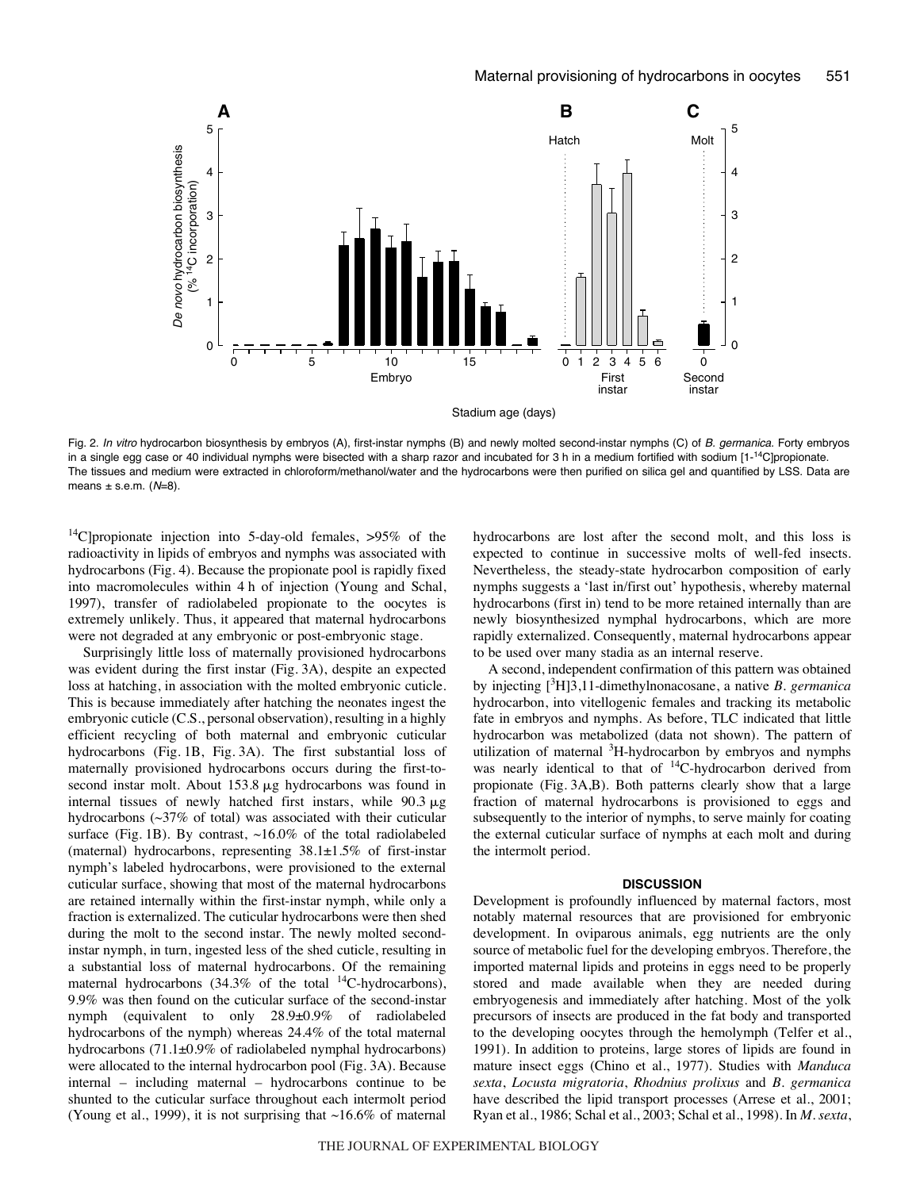Fig. 2. *In vitro* hydrocarbon biosynthesis by embryos (A), first-instar nymphs (B) and newly molted second-instar nymphs (C) of *B. germanica.* Forty embryos in a single egg case or 40 individual nymphs were bisected with a sharp razor and incubated for 3 h in a medium fortified with sodium [1-$^{14}$C]propionate. The tissues and medium were extracted in chloroform/methanol/water and the hydrocarbons were then purified on silica gel and quantified by LSS. Data are means ± s.e.m. ($N$=8).

$^{14}$C]propionate injection into 5-day-old females, >95% of the radioactivity in lipids of embryos and nymphs was associated with hydrocarbons (Fig. 4). Because the propionate pool is rapidly fixed into macromolecules within 4 h of injection (Young and Schal, 1997), transfer of radiolabeled propionate to the oocytes is extremely unlikely. Thus, it appeared that maternal hydrocarbons were not degraded at any embryonic or post-embryonic stage.

Surprisingly little loss of maternally provisioned hydrocarbons was evident during the first instar (Fig. 3A), despite an expected loss at hatching, in association with the molted embryonic cuticle. This is because immediately after hatching the neonates ingest the embryonic cuticle (C.S., personal observation), resulting in a highly efficient recycling of both maternal and embryonic cuticular hydrocarbons (Fig. 1B, Fig. 3A). The first substantial loss of maternally provisioned hydrocarbons occurs during the first-to-second instar molt. About 153.8 μg hydrocarbons was found in internal tissues of newly hatched first instars, while 90.3 μg hydrocarbons (~37% of total) was associated with their cuticular surface (Fig. 1B). By contrast, ~16.0% of the total radiolabeled (maternal) hydrocarbons, representing 38.1±1.5% of first-instar nymph's labeled hydrocarbons, were provisioned to the external cuticular surface, showing that most of the maternal hydrocarbons are retained internally within the first-instar nymph, while only a fraction is externalized. The cuticular hydrocarbons were then shed during the molt to the second instar. The newly molted second-instar nymph, in turn, ingested less of the shed cuticle, resulting in a substantial loss of maternal hydrocarbons. Of the remaining maternal hydrocarbons (34.3% of the total $^{14}$C-hydrocarbons), 9.9% was then found on the cuticular surface of the second-instar nymph (equivalent to only 28.9±0.9% of radiolabeled hydrocarbons of the nymph) whereas 24.4% of the total maternal hydrocarbons (71.1±0.9% of radiolabeled nymphal hydrocarbons) were allocated to the internal hydrocarbon pool (Fig. 3A). Because internal – including maternal – hydrocarbons continue to be shunted to the cuticular surface throughout each intermolt period (Young et al., 1999), it is not surprising that ~16.6% of maternal hydrocarbons are lost after the second molt, and this loss is expected to continue in successive molts of well-fed insects. Nevertheless, the steady-state hydrocarbon composition of early nymphs suggests a 'last in/first out' hypothesis, whereby maternal hydrocarbons (first in) tend to be more retained internally than are newly biosynthesized nymphal hydrocarbons, which are more rapidly externalized. Consequently, maternal hydrocarbons appear to be used over many stadia as an internal reserve.

A second, independent confirmation of this pattern was obtained by injecting [$^{3}$H]3,11-dimethylnonacosane, a native *B. germanica* hydrocarbon, into vitellogenic females and tracking its metabolic fate in embryos and nymphs. As before, TLC indicated that little hydrocarbon was metabolized (data not shown). The pattern of utilization of maternal $^{3}$H-hydrocarbon by embryos and nymphs was nearly identical to that of $^{14}$C-hydrocarbon derived from propionate (Fig. 3A,B). Both patterns clearly show that a large fraction of maternal hydrocarbons is provisioned to eggs and subsequently to the interior of nymphs, to serve mainly for coating the external cuticular surface of nymphs at each molt and during the intermolt period.

## DISCUSSION

Development is profoundly influenced by maternal factors, most notably maternal resources that are provisioned for embryonic development. In oviparous animals, egg nutrients are the only source of metabolic fuel for the developing embryos. Therefore, the imported maternal lipids and proteins in eggs need to be properly stored and made available when they are needed during embryogenesis and immediately after hatching. Most of the yolk precursors of insects are produced in the fat body and transported to the developing oocytes through the hemolymph (Telfer et al., 1991). In addition to proteins, large stores of lipids are found in mature insect eggs (Chino et al., 1977). Studies with *Manduca sexta*, *Locusta migratoria*, *Rhodnius prolixus* and *B. germanica* have described the lipid transport processes (Arrese et al., 2001; Ryan et al., 1986; Schal et al., 2003; Schal et al., 1998). In *M. sexta*,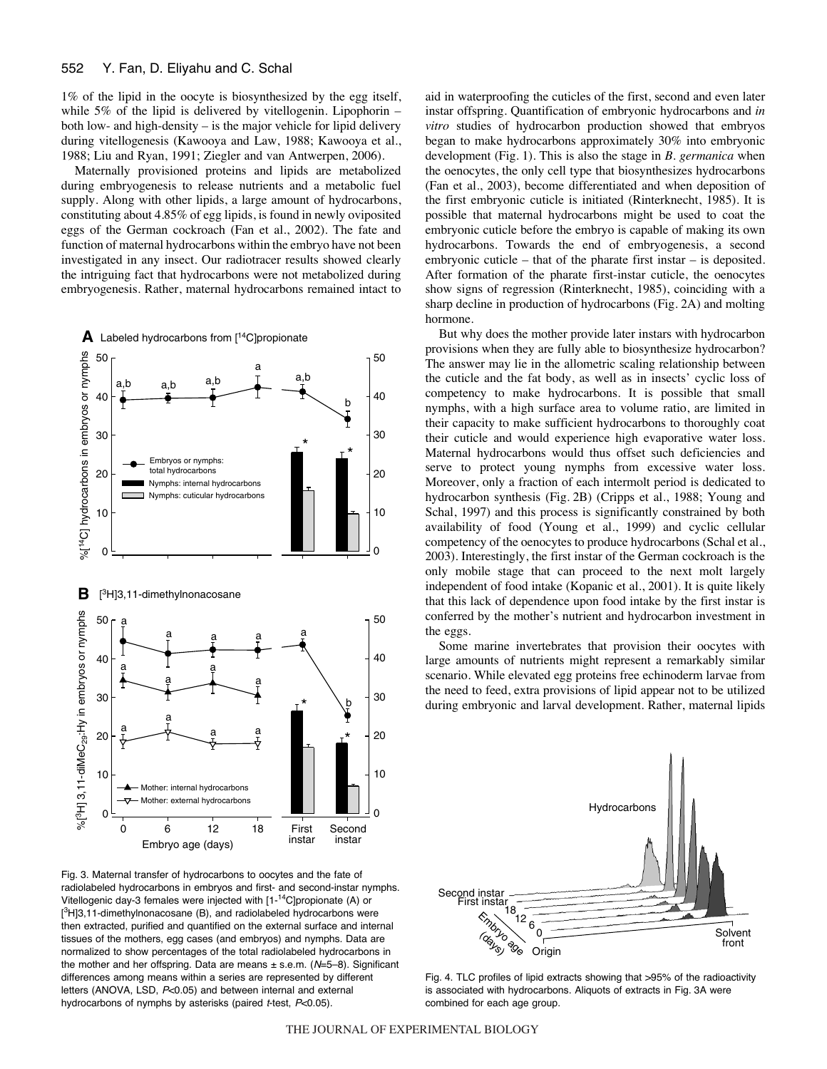1% of the lipid in the oocyte is biosynthesized by the egg itself, while 5% of the lipid is delivered by vitellogenin. Lipophorin – both low- and high-density – is the major vehicle for lipid delivery during vitellogenesis (Kawooya and Law, 1988; Kawooya et al., 1988; Liu and Ryan, 1991; Ziegler and van Antwerpen, 2006).

Maternally provisioned proteins and lipids are metabolized during embryogenesis to release nutrients and a metabolic fuel supply. Along with other lipids, a large amount of hydrocarbons, constituting about 4.85% of egg lipids, is found in newly oviposited eggs of the German cockroach (Fan et al., 2002). The fate and function of maternal hydrocarbons within the embryo have not been investigated in any insect. Our radiotracer results showed clearly the intriguing fact that hydrocarbons were not metabolized during embryogenesis. Rather, maternal hydrocarbons remained intact to aid in waterproofing the cuticles of the first, second and even later instar offspring. Quantification of embryonic hydrocarbons and *in vitro* studies of hydrocarbon production showed that embryos began to make hydrocarbons approximately 30% into embryonic development (Fig. 1). This is also the stage in *B. germanica* when the oenocytes, the only cell type that biosynthesizes hydrocarbons (Fan et al., 2003), become differentiated and when deposition of the first embryonic cuticle is initiated (Rinterknecht, 1985). It is possible that maternal hydrocarbons might be used to coat the embryonic cuticle before the embryo is capable of making its own hydrocarbons. Towards the end of embryogenesis, a second embryonic cuticle – that of the pharate first instar – is deposited. After formation of the pharate first-instar cuticle, the oenocytes show signs of regression (Rinterknecht, 1985), coinciding with a sharp decline in production of hydrocarbons (Fig. 2A) and molting hormone.

But why does the mother provide later instars with hydrocarbon provisions when they are fully able to biosynthesize hydrocarbon? The answer may lie in the allometric scaling relationship between the cuticle and the fat body, as well as in insects' cyclic loss of competency to make hydrocarbons. It is possible that small nymphs, with a high surface area to volume ratio, are limited in their capacity to make sufficient hydrocarbons to thoroughly coat their cuticle and would experience high evaporative water loss. Maternal hydrocarbons would thus offset such deficiencies and serve to protect young nymphs from excessive water loss. Moreover, only a fraction of each intermolt period is dedicated to hydrocarbon synthesis (Fig. 2B) (Cripps et al., 1988; Young and Schal, 1997) and this process is significantly constrained by both availability of food (Young et al., 1999) and cyclic cellular competency of the oenocytes to produce hydrocarbons (Schal et al., 2003). Interestingly, the first instar of the German cockroach is the only mobile stage that can proceed to the next molt largely independent of food intake (Kopanic et al., 2001). It is quite likely that this lack of dependence upon food intake by the first instar is conferred by the mother's nutrient and hydrocarbon investment in the eggs.

Some marine invertebrates that provision their oocytes with large amounts of nutrients might represent a remarkably similar scenario. While elevated egg proteins free echinoderm larvae from the need to feed, extra provisions of lipid appear not to be utilized during embryonic and larval development. Rather, maternal lipids

Fig. 3. Maternal transfer of hydrocarbons to oocytes and the fate of radiolabeled hydrocarbons in embryos and first- and second-instar nymphs. Vitellogenic day-3 females were injected with [1-$^{14}$C]propionate (A) or [$^{3}$H]3,11-dimethylnonacosane (B), and radiolabeled hydrocarbons were then extracted, purified and quantified on the external surface and internal tissues of the mothers, egg cases (and embryos) and nymphs. Data are normalized to show percentages of the total radiolabeled hydrocarbons in the mother and her offspring. Data are means ± s.e.m. ($N$=5–8). Significant differences among means within a series are represented by different letters (ANOVA, LSD, $P$<0.05) and between internal and external hydrocarbons of nymphs by asterisks (paired $t$-test, $P$<0.05).

Fig. 4. TLC profiles of lipid extracts showing that >95% of the radioactivity is associated with hydrocarbons. Aliquots of extracts in Fig. 3A were combined for each age group.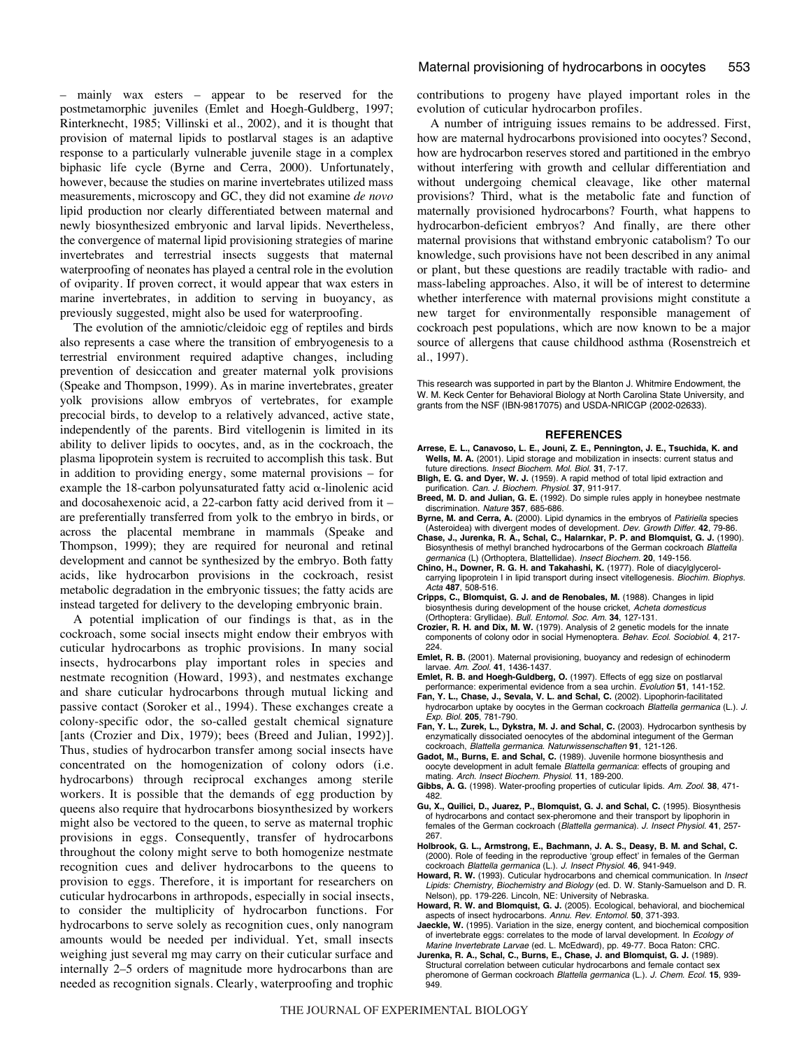– mainly wax esters – appear to be reserved for the postmetamorphic juveniles (Emlet and Hoegh-Guldberg, 1997; Rinterknecht, 1985; Villinski et al., 2002), and it is thought that provision of maternal lipids to postlarval stages is an adaptive response to a particularly vulnerable juvenile stage in a complex biphasic life cycle (Byrne and Cerra, 2000). Unfortunately, however, because the studies on marine invertebrates utilized mass measurements, microscopy and GC, they did not examine *de novo* lipid production nor clearly differentiated between maternal and newly biosynthesized embryonic and larval lipids. Nevertheless, the convergence of maternal lipid provisioning strategies of marine invertebrates and terrestrial insects suggests that maternal waterproofing of neonates has played a central role in the evolution of oviparity. If proven correct, it would appear that wax esters in marine invertebrates, in addition to serving in buoyancy, as previously suggested, might also be used for waterproofing.

The evolution of the amniotic/cleidoic egg of reptiles and birds also represents a case where the transition of embryogenesis to a terrestrial environment required adaptive changes, including prevention of desiccation and greater maternal yolk provisions (Speake and Thompson, 1999). As in marine invertebrates, greater yolk provisions allow embryos of vertebrates, for example precocial birds, to develop to a relatively advanced, active state, independently of the parents. Bird vitellogenin is limited in its ability to deliver lipids to oocytes, and, as in the cockroach, the plasma lipoprotein system is recruited to accomplish this task. But in addition to providing energy, some maternal provisions – for example the 18-carbon polyunsaturated fatty acid $\alpha$-linolenic acid and docosahexenoic acid, a 22-carbon fatty acid derived from it – are preferentially transferred from yolk to the embryo in birds, or across the placental membrane in mammals (Speake and Thompson, 1999); they are required for neuronal and retinal development and cannot be synthesized by the embryo. Both fatty acids, like hydrocarbon provisions in the cockroach, resist metabolic degradation in the embryonic tissues; the fatty acids are instead targeted for delivery to the developing embryonic brain.

A potential implication of our findings is that, as in the cockroach, some social insects might endow their embryos with cuticular hydrocarbons as trophic provisions. In many social insects, hydrocarbons play important roles in species and nestmate recognition (Howard, 1993), and nestmates exchange and share cuticular hydrocarbons through mutual licking and passive contact (Soroker et al., 1994). These exchanges create a colony-specific odor, the so-called gestalt chemical signature [ants (Crozier and Dix, 1979); bees (Breed and Julian, 1992)]. Thus, studies of hydrocarbon transfer among social insects have concentrated on the homogenization of colony odors (i.e. hydrocarbons) through reciprocal exchanges among sterile workers. It is possible that the demands of egg production by queens also require that hydrocarbons biosynthesized by workers might also be vectored to the queen, to serve as maternal trophic provisions in eggs. Consequently, transfer of hydrocarbons throughout the colony might serve to both homogenize nestmate recognition cues and deliver hydrocarbons to the queens to provision to eggs. Therefore, it is important for researchers on cuticular hydrocarbons in arthropods, especially in social insects, to consider the multiplicity of hydrocarbon functions. For hydrocarbons to serve solely as recognition cues, only nanogram amounts would be needed per individual. Yet, small insects weighing just several mg may carry on their cuticular surface and internally 2–5 orders of magnitude more hydrocarbons than are needed as recognition signals. Clearly, waterproofing and trophic contributions to progeny have played important roles in the evolution of cuticular hydrocarbon profiles.

A number of intriguing issues remains to be addressed. First, how are maternal hydrocarbons provisioned into oocytes? Second, how are hydrocarbon reserves stored and partitioned in the embryo without interfering with growth and cellular differentiation and without undergoing chemical cleavage, like other maternal provisions? Third, what is the metabolic fate and function of maternally provisioned hydrocarbons? Fourth, what happens to hydrocarbon-deficient embryos? And finally, are there other maternal provisions that withstand embryonic catabolism? To our knowledge, such provisions have not been described in any animal or plant, but these questions are readily tractable with radio- and mass-labeling approaches. Also, it will be of interest to determine whether interference with maternal provisions might constitute a new target for environmentally responsible management of cockroach pest populations, which are now known to be a major source of allergens that cause childhood asthma (Rosenstreich et al., 1997).

This research was supported in part by the Blanton J. Whitmire Endowment, the W. M. Keck Center for Behavioral Biology at North Carolina State University, and grants from the NSF (IBN-9817075) and USDA-NRICGP (2002-02633).

## REFERENCES

**Arrese, E. L., Canavoso, L. E., Jouni, Z. E., Pennington, J. E., Tsuchida, K. and Wells, M. A.** (2001). Lipid storage and mobilization in insects: current status and future directions. *Insect Biochem. Mol. Biol.* **31**, 7-17.

**Bligh, E. G. and Dyer, W. J.** (1959). A rapid method of total lipid extraction and purification. *Can. J. Biochem. Physiol.* **37**, 911-917.

**Breed, M. D. and Julian, G. E.** (1992). Do simple rules apply in honeybee nestmate discrimination. *Nature* **357**, 685-686.

**Byrne, M. and Cerra, A.** (2000). Lipid dynamics in the embryos of *Patiriella* species (Asteroidea) with divergent modes of development. *Dev. Growth Differ.* **42**, 79-86.

**Chase, J., Jurenka, R. A., Schal, C., Halarnkar, P. P. and Blomquist, G. J.** (1990). Biosynthesis of methyl branched hydrocarbons of the German cockroach *Blattella germanica* (L) (Orthoptera, Blattellidae). *Insect Biochem.* **20**, 149-156.

**Chino, H., Downer, R. G. H. and Takahashi, K.** (1977). Role of diacylglycerol-carrying lipoprotein I in lipid transport during insect vitellogenesis. *Biochim. Biophys. Acta* **487**, 508-516.

**Cripps, C., Blomquist, G. J. and de Renobales, M.** (1988). Changes in lipid biosynthesis during development of the house cricket, *Acheta domesticus* (Orthoptera: Gryllidae). *Bull. Entomol. Soc. Am.* **34**, 127-131.

**Crozier, R. H. and Dix, M. W.** (1979). Analysis of 2 genetic models for the innate components of colony odor in social Hymenoptera. *Behav. Ecol. Sociobiol.* **4**, 217-224.

**Emlet, R. B.** (2001). Maternal provisioning, buoyancy and redesign of echinoderm larvae. *Am. Zool.* **41**, 1436-1437.

**Emlet, R. B. and Hoegh-Guldberg, O.** (1997). Effects of egg size on postlarval performance: experimental evidence from a sea urchin. *Evolution* **51**, 141-152.

**Fan, Y. L., Chase, J., Sevala, V. L. and Schal, C.** (2002). Lipophorin-facilitated hydrocarbon uptake by oocytes in the German cockroach *Blattella germanica* (L.). *J. Exp. Biol.* **205**, 781-790.

**Fan, Y. L., Zurek, L., Dykstra, M. J. and Schal, C.** (2003). Hydrocarbon synthesis by enzymatically dissociated oenocytes of the abdominal integument of the German cockroach, *Blattella germanica*. *Naturwissenschaften* **91**, 121-126.

**Gadot, M., Burns, E. and Schal, C.** (1989). Juvenile hormone biosynthesis and oocyte development in adult female *Blattella germanica*: effects of grouping and mating. *Arch. Insect Biochem. Physiol.* **11**, 189-200.

**Gibbs, A. G.** (1998). Water-proofing properties of cuticular lipids. *Am. Zool.* **38**, 471-482.

**Gu, X., Quilici, D., Juarez, P., Blomquist, G. J. and Schal, C.** (1995). Biosynthesis of hydrocarbons and contact sex-pheromone and their transport by lipophorin in females of the German cockroach (*Blattella germanica*). *J. Insect Physiol.* **41**, 257-267.

**Holbrook, G. L., Armstrong, E., Bachmann, J. A. S., Deasy, B. M. and Schal, C.** (2000). Role of feeding in the reproductive 'group effect' in females of the German cockroach *Blattella germanica* (L.). *J. Insect Physiol.* **46**, 941-949.

**Howard, R. W.** (1993). Cuticular hydrocarbons and chemical communication. In *Insect Lipids: Chemistry, Biochemistry and Biology* (ed. D. W. Stanly-Samuelson and D. R. Nelson), pp. 179-226. Lincoln, NE: University of Nebraska.

**Howard, R. W. and Blomquist, G. J.** (2005). Ecological, behavioral, and biochemical aspects of insect hydrocarbons. *Annu. Rev. Entomol.* **50**, 371-393.

**Jaeckle, W.** (1995). Variation in the size, energy content, and biochemical composition of invertebrate eggs: correlates to the mode of larval development. In *Ecology of Marine Invertebrate Larvae* (ed. L. McEdward), pp. 49-77. Boca Raton: CRC.

**Jurenka, R. A., Schal, C., Burns, E., Chase, J. and Blomquist, G. J.** (1989). Structural correlation between cuticular hydrocarbons and female contact sex pheromone of German cockroach *Blattella germanica* (L.). *J. Chem. Ecol.* **15**, 939-949.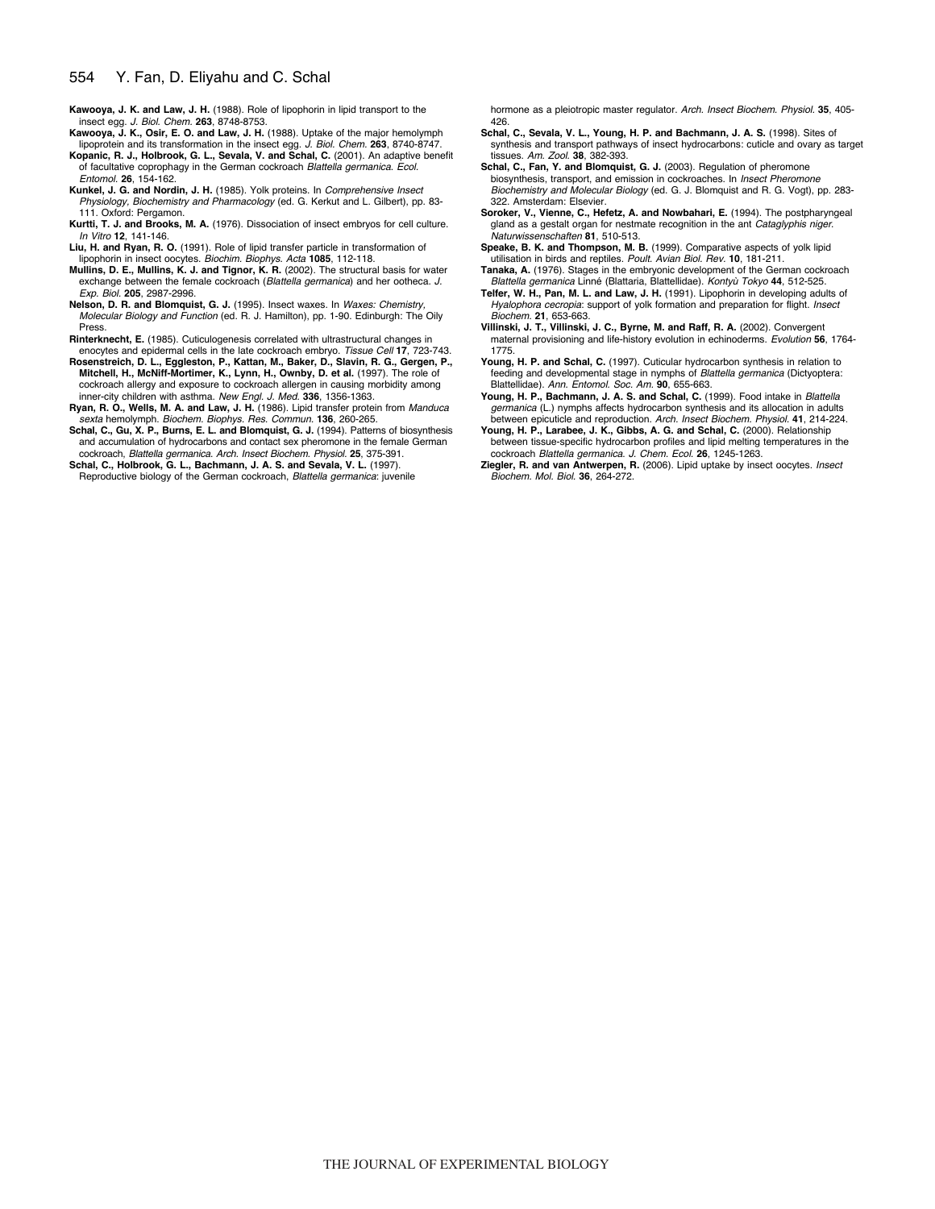**Kawooya, J. K. and Law, J. H.** (1988). Role of lipophorin in lipid transport to the insect egg. *J. Biol. Chem.* **263**, 8748-8753.

**Kawooya, J. K., Osir, E. O. and Law, J. H.** (1988). Uptake of the major hemolymph lipoprotein and its transformation in the insect egg. *J. Biol. Chem.* **263**, 8740-8747.

**Kopanic, R. J., Holbrook, G. L., Sevala, V. and Schal, C.** (2001). An adaptive benefit of facultative coprophagy in the German cockroach *Blattella germanica*. *Ecol. Entomol.* **26**, 154-162.

**Kunkel, J. G. and Nordin, J. H.** (1985). Yolk proteins. In *Comprehensive Insect Physiology, Biochemistry and Pharmacology* (ed. G. Kerkut and L. Gilbert), pp. 83-111. Oxford: Pergamon.

**Kurtti, T. J. and Brooks, M. A.** (1976). Dissociation of insect embryos for cell culture. *In Vitro* **12**, 141-146.

**Liu, H. and Ryan, R. O.** (1991). Role of lipid transfer particle in transformation of lipophorin in insect oocytes. *Biochim. Biophys. Acta* **1085**, 112-118.

**Mullins, D. E., Mullins, K. J. and Tignor, K. R.** (2002). The structural basis for water exchange between the female cockroach (*Blattella germanica*) and her ootheca. *J. Exp. Biol.* **205**, 2987-2996.

**Nelson, D. R. and Blomquist, G. J.** (1995). Insect waxes. In *Waxes: Chemistry, Molecular Biology and Function* (ed. R. J. Hamilton), pp. 1-90. Edinburgh: The Oily Press.

**Rinterknecht, E.** (1985). Cuticulogenesis correlated with ultrastructural changes in enocytes and epidermal cells in the late cockroach embryo. *Tissue Cell* **17**, 723-743.

**Rosenstreich, D. L., Eggleston, P., Kattan, M., Baker, D., Slavin, R. G., Gergen, P., Mitchell, H., McNiff-Mortimer, K., Lynn, H., Ownby, D. et al.** (1997). The role of cockroach allergy and exposure to cockroach allergen in causing morbidity among inner-city children with asthma. *New Engl. J. Med.* **336**, 1356-1363.

**Ryan, R. O., Wells, M. A. and Law, J. H.** (1986). Lipid transfer particle from *Manduca sexta* hemolymph. *Biochem. Biophys. Res. Commun.* **136**, 260-265.

**Schal, C., Gu, X. P., Burns, E. L. and Blomquist, G. J.** (1994). Patterns of biosynthesis and accumulation of hydrocarbons and contact sex pheromone in the female German cockroach, *Blattella germanica*. *Arch. Insect Biochem. Physiol.* **25**, 375-391.

**Schal, C., Holbrook, G. L., Bachmann, J. A. S. and Sevala, V. L.** (1997). Reproductive biology of the German cockroach, *Blattella germanica*: juvenile hormone as a pleiotropic master regulator. *Arch. Insect Biochem. Physiol.* **35**, 405-426.

**Schal, C., Sevala, V. L., Young, H. P. and Bachmann, J. A. S.** (1998). Sites of synthesis and transport pathways of insect hydrocarbons: cuticle and ovary as target tissues. *Am. Zool.* **38**, 382-393.

**Schal, C., Fan, Y. and Blomquist, G. J.** (2003). Regulation of pheromone biosynthesis, transport, and emission in cockroaches. In *Insect Pheromone Biochemistry and Molecular Biology* (ed. G. J. Blomquist and R. G. Vogt), pp. 283-322. Amsterdam: Elsevier.

**Soroker, V., Vienne, C., Hefetz, A. and Nowbahari, E.** (1994). The postpharyngeal gland as a gestalt organ for nestmate recognition in the ant *Cataglyphis niger*. *Naturwissenschaften* **81**, 510-513.

**Speake, B. K. and Thompson, M. B.** (1999). Comparative aspects of yolk lipid utilisation in birds and reptiles. *Poult. Avian Biol. Rev.* **10**, 181-211.

**Tanaka, A.** (1976). Stages in the embryonic development of the German cockroach *Blattella germanica* Linné (Blattaria, Blattellidae). *Kontyû Tokyo* **44**, 512-525.

**Telfer, W. H., Pan, M. L. and Law, J. H.** (1991). Lipophorin in developing adults of *Hyalophora cecropia*: support of yolk formation and preparation for flight. *Insect Biochem.* **21**, 653-663.

**Villinski, J. T., Villinski, J. C., Byrne, M. and Raff, R. A.** (2002). Convergent maternal provisioning and life-history evolution in echinoderms. *Evolution* **56**, 1764-1775.

**Young, H. P. and Schal, C.** (1997). Cuticular hydrocarbon synthesis in relation to feeding and developmental stage in nymphs of *Blattella germanica* (Dictyoptera: Blattellidae). *Ann. Entomol. Soc. Am.* **90**, 655-663.

**Young, H. P., Bachmann, J. A. S. and Schal, C.** (1999). Food intake in *Blattella germanica* (L.) nymphs affects hydrocarbon synthesis and its allocation in adults between epicuticle and reproduction. *Arch. Insect Biochem. Physiol.* **41**, 214-224.

**Young, H. P., Larabee, J. K., Gibbs, A. G. and Schal, C.** (2000). Relationship between tissue-specific hydrocarbon profiles and lipid melting temperatures in the cockroach *Blattella germanica*. *J. Chem. Ecol.* **26**, 1245-1263.

**Ziegler, R. and van Antwerpen, R.** (2006). Lipid uptake by insect oocytes. *Insect Biochem. Mol. Biol.* **36**, 264-272.